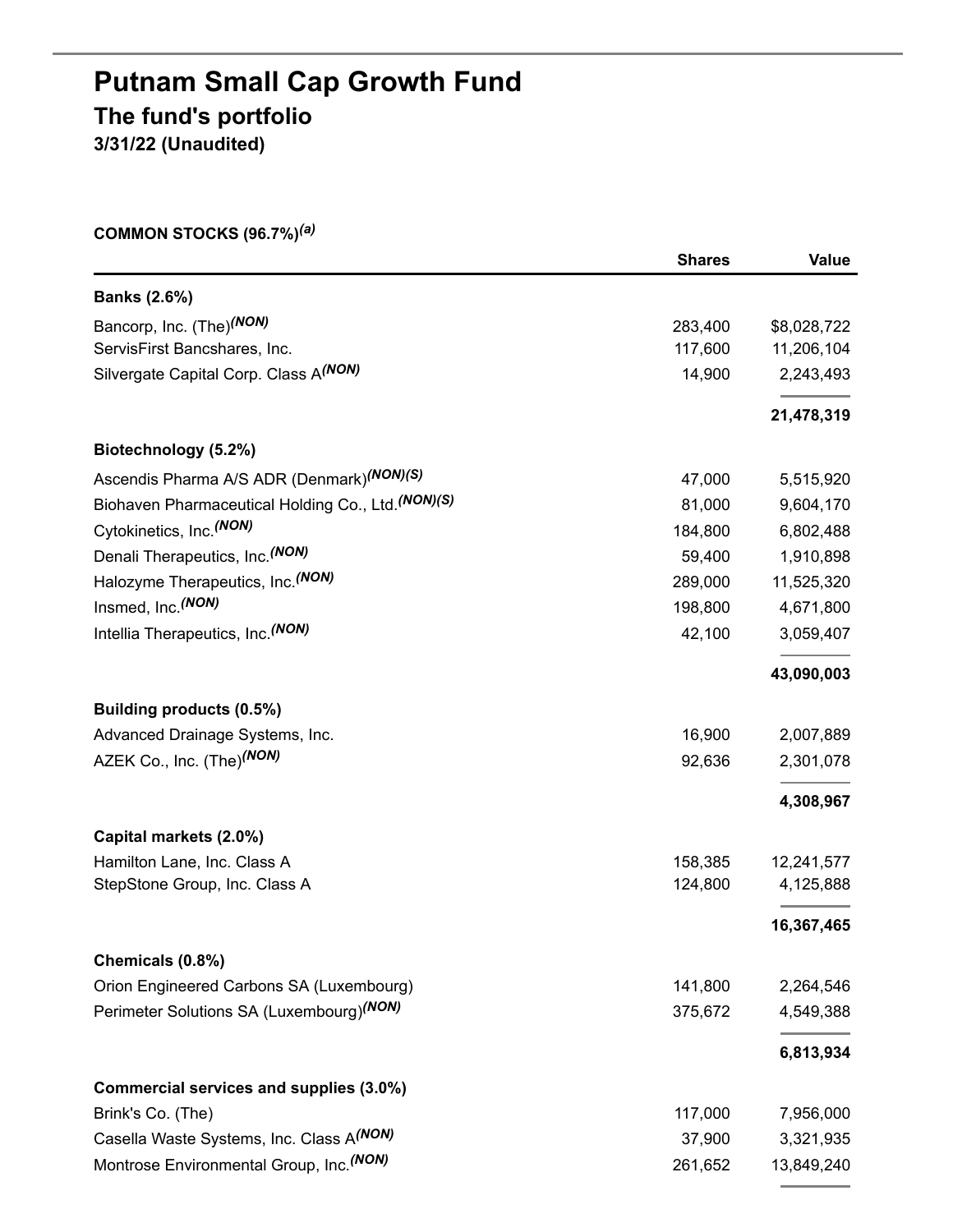# Putnam Small Cap Growth Fund

## The fund's portfolio

**3/31/22 (Unaudited)**

**COMMON STOCKS (96.7%)[(a)]**

| | Shares | Value |
|---|---|---|
| **Banks (2.6%)** | | |
| Bancorp, Inc. (The)[(NON)] | 283,400 | $8,028,722 |
| ServisFirst Bancshares, Inc. | 117,600 | 11,206,104 |
| Silvergate Capital Corp. Class A[(NON)] | 14,900 | 2,243,493 |
| | | **21,478,319** |
| **Biotechnology (5.2%)** | | |
| Ascendis Pharma A/S ADR (Denmark)[(NON)(S)] | 47,000 | 5,515,920 |
| Biohaven Pharmaceutical Holding Co., Ltd.[(NON)(S)] | 81,000 | 9,604,170 |
| Cytokinetics, Inc.[(NON)] | 184,800 | 6,802,488 |
| Denali Therapeutics, Inc.[(NON)] | 59,400 | 1,910,898 |
| Halozyme Therapeutics, Inc.[(NON)] | 289,000 | 11,525,320 |
| Insmed, Inc.[(NON)] | 198,800 | 4,671,800 |
| Intellia Therapeutics, Inc.[(NON)] | 42,100 | 3,059,407 |
| | | **43,090,003** |
| **Building products (0.5%)** | | |
| Advanced Drainage Systems, Inc. | 16,900 | 2,007,889 |
| AZEK Co., Inc. (The)[(NON)] | 92,636 | 2,301,078 |
| | | **4,308,967** |
| **Capital markets (2.0%)** | | |
| Hamilton Lane, Inc. Class A | 158,385 | 12,241,577 |
| StepStone Group, Inc. Class A | 124,800 | 4,125,888 |
| | | **16,367,465** |
| **Chemicals (0.8%)** | | |
| Orion Engineered Carbons SA (Luxembourg) | 141,800 | 2,264,546 |
| Perimeter Solutions SA (Luxembourg)[(NON)] | 375,672 | 4,549,388 |
| | | **6,813,934** |
| **Commercial services and supplies (3.0%)** | | |
| Brink's Co. (The) | 117,000 | 7,956,000 |
| Casella Waste Systems, Inc. Class A[(NON)] | 37,900 | 3,321,935 |
| Montrose Environmental Group, Inc.[(NON)] | 261,652 | 13,849,240 |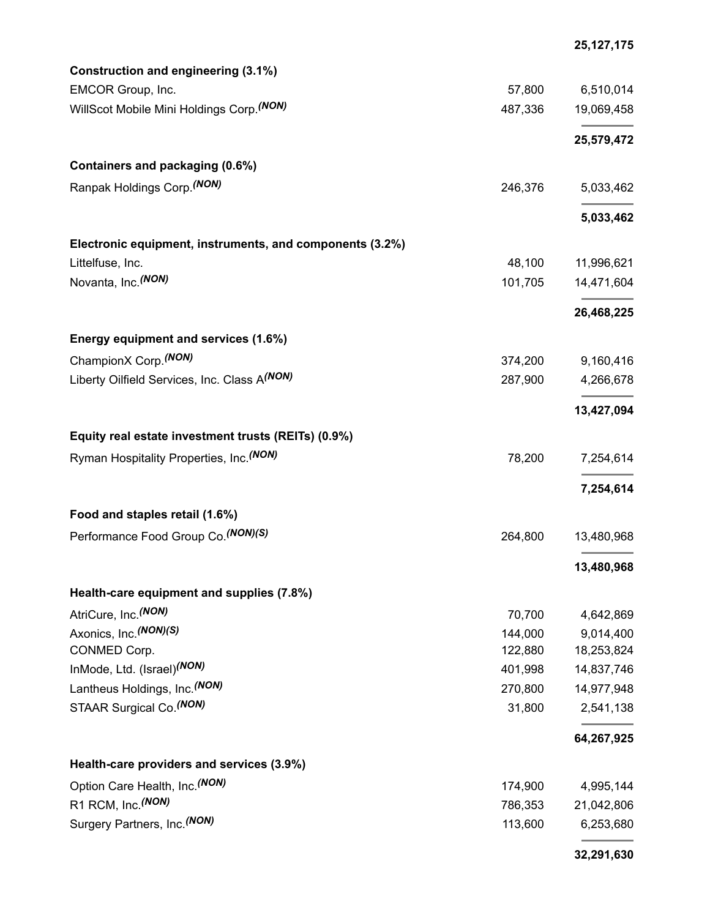| | | |
|---|---|---|
| | | **25,127,175** |
| **Construction and engineering (3.1%)** | | |
| EMCOR Group, Inc. | 57,800 | 6,510,014 |
| WillScot Mobile Mini Holdings Corp.*(NON)* | 487,336 | 19,069,458 |
| | | **25,579,472** |
| **Containers and packaging (0.6%)** | | |
| Ranpak Holdings Corp.*(NON)* | 246,376 | 5,033,462 |
| | | **5,033,462** |
| **Electronic equipment, instruments, and components (3.2%)** | | |
| Littelfuse, Inc. | 48,100 | 11,996,621 |
| Novanta, Inc.*(NON)* | 101,705 | 14,471,604 |
| | | **26,468,225** |
| **Energy equipment and services (1.6%)** | | |
| ChampionX Corp.*(NON)* | 374,200 | 9,160,416 |
| Liberty Oilfield Services, Inc. Class A*(NON)* | 287,900 | 4,266,678 |
| | | **13,427,094** |
| **Equity real estate investment trusts (REITs) (0.9%)** | | |
| Ryman Hospitality Properties, Inc.*(NON)* | 78,200 | 7,254,614 |
| | | **7,254,614** |
| **Food and staples retail (1.6%)** | | |
| Performance Food Group Co.*(NON)(S)* | 264,800 | 13,480,968 |
| | | **13,480,968** |
| **Health-care equipment and supplies (7.8%)** | | |
| AtriCure, Inc.*(NON)* | 70,700 | 4,642,869 |
| Axonics, Inc.*(NON)(S)* | 144,000 | 9,014,400 |
| CONMED Corp. | 122,880 | 18,253,824 |
| InMode, Ltd. (Israel)*(NON)* | 401,998 | 14,837,746 |
| Lantheus Holdings, Inc.*(NON)* | 270,800 | 14,977,948 |
| STAAR Surgical Co.*(NON)* | 31,800 | 2,541,138 |
| | | **64,267,925** |
| **Health-care providers and services (3.9%)** | | |
| Option Care Health, Inc.*(NON)* | 174,900 | 4,995,144 |
| R1 RCM, Inc.*(NON)* | 786,353 | 21,042,806 |
| Surgery Partners, Inc.*(NON)* | 113,600 | 6,253,680 |
| | | **32,291,630** |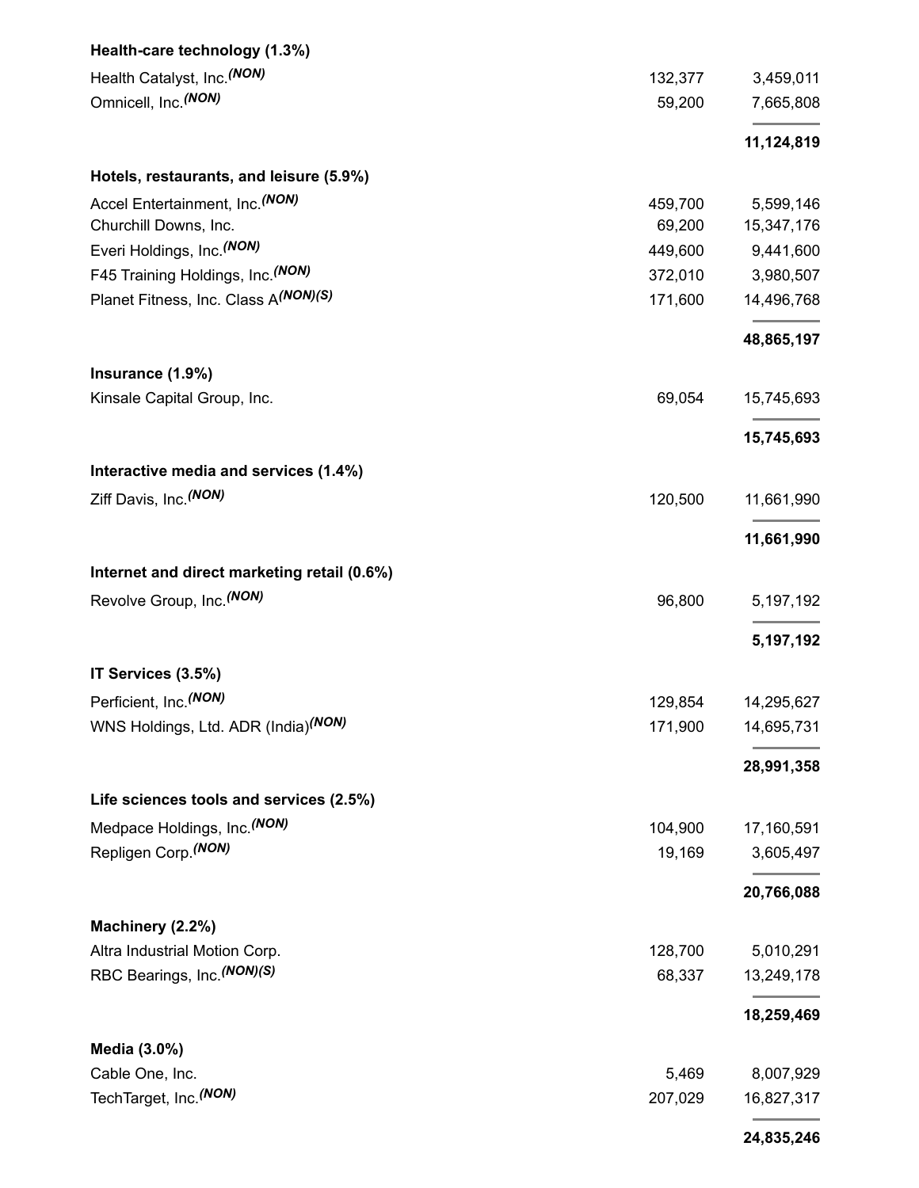| | | |
|---|---|---|
| **Health-care technology (1.3%)** | | |
| Health Catalyst, Inc.*(NON)* | 132,377 | 3,459,011 |
| Omnicell, Inc.*(NON)* | 59,200 | 7,665,808 |
| | | **11,124,819** |
| **Hotels, restaurants, and leisure (5.9%)** | | |
| Accel Entertainment, Inc.*(NON)* | 459,700 | 5,599,146 |
| Churchill Downs, Inc. | 69,200 | 15,347,176 |
| Everi Holdings, Inc.*(NON)* | 449,600 | 9,441,600 |
| F45 Training Holdings, Inc.*(NON)* | 372,010 | 3,980,507 |
| Planet Fitness, Inc. Class A*(NON)(S)* | 171,600 | 14,496,768 |
| | | **48,865,197** |
| **Insurance (1.9%)** | | |
| Kinsale Capital Group, Inc. | 69,054 | 15,745,693 |
| | | **15,745,693** |
| **Interactive media and services (1.4%)** | | |
| Ziff Davis, Inc.*(NON)* | 120,500 | 11,661,990 |
| | | **11,661,990** |
| **Internet and direct marketing retail (0.6%)** | | |
| Revolve Group, Inc.*(NON)* | 96,800 | 5,197,192 |
| | | **5,197,192** |
| **IT Services (3.5%)** | | |
| Perficient, Inc.*(NON)* | 129,854 | 14,295,627 |
| WNS Holdings, Ltd. ADR (India)*(NON)* | 171,900 | 14,695,731 |
| | | **28,991,358** |
| **Life sciences tools and services (2.5%)** | | |
| Medpace Holdings, Inc.*(NON)* | 104,900 | 17,160,591 |
| Repligen Corp.*(NON)* | 19,169 | 3,605,497 |
| | | **20,766,088** |
| **Machinery (2.2%)** | | |
| Altra Industrial Motion Corp. | 128,700 | 5,010,291 |
| RBC Bearings, Inc.*(NON)(S)* | 68,337 | 13,249,178 |
| | | **18,259,469** |
| **Media (3.0%)** | | |
| Cable One, Inc. | 5,469 | 8,007,929 |
| TechTarget, Inc.*(NON)* | 207,029 | 16,827,317 |
| | | **24,835,246** |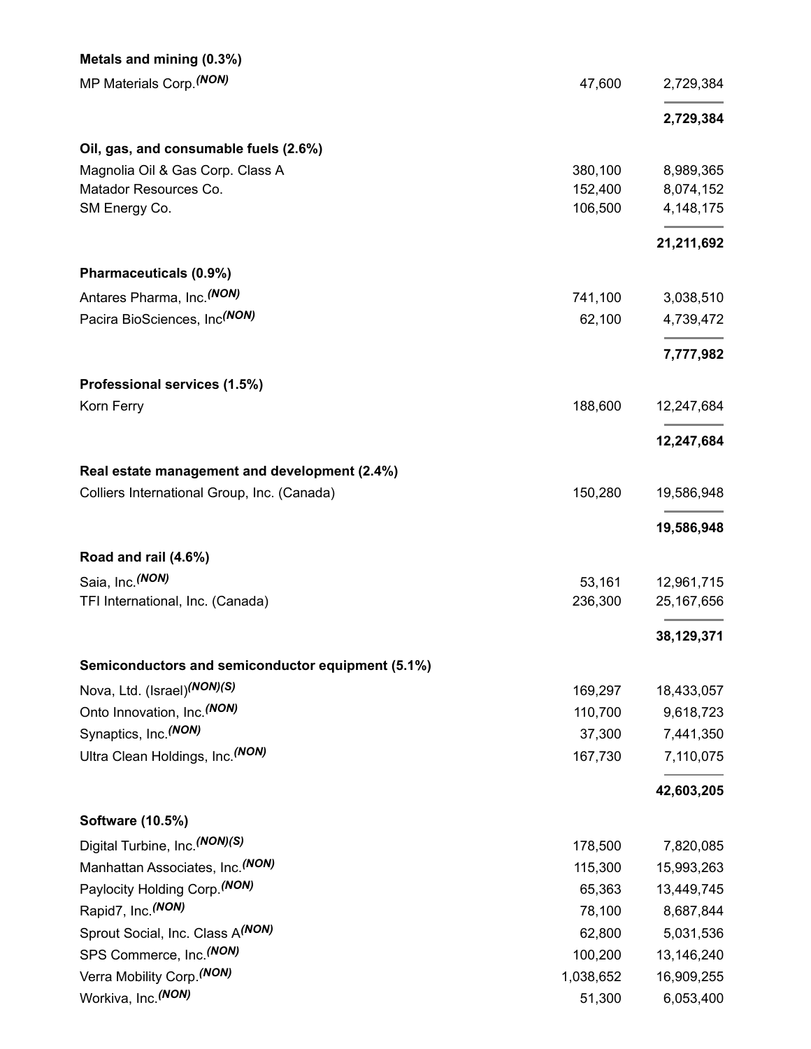| | | |
|---|---|---|
| **Metals and mining (0.3%)** | | |
| MP Materials Corp.(NON) | 47,600 | 2,729,384 |
| | | **2,729,384** |
| **Oil, gas, and consumable fuels (2.6%)** | | |
| Magnolia Oil & Gas Corp. Class A | 380,100 | 8,989,365 |
| Matador Resources Co. | 152,400 | 8,074,152 |
| SM Energy Co. | 106,500 | 4,148,175 |
| | | **21,211,692** |
| **Pharmaceuticals (0.9%)** | | |
| Antares Pharma, Inc.(NON) | 741,100 | 3,038,510 |
| Pacira BioSciences, Inc(NON) | 62,100 | 4,739,472 |
| | | **7,777,982** |
| **Professional services (1.5%)** | | |
| Korn Ferry | 188,600 | 12,247,684 |
| | | **12,247,684** |
| **Real estate management and development (2.4%)** | | |
| Colliers International Group, Inc. (Canada) | 150,280 | 19,586,948 |
| | | **19,586,948** |
| **Road and rail (4.6%)** | | |
| Saia, Inc.(NON) | 53,161 | 12,961,715 |
| TFI International, Inc. (Canada) | 236,300 | 25,167,656 |
| | | **38,129,371** |
| **Semiconductors and semiconductor equipment (5.1%)** | | |
| Nova, Ltd. (Israel)(NON)(S) | 169,297 | 18,433,057 |
| Onto Innovation, Inc.(NON) | 110,700 | 9,618,723 |
| Synaptics, Inc.(NON) | 37,300 | 7,441,350 |
| Ultra Clean Holdings, Inc.(NON) | 167,730 | 7,110,075 |
| | | **42,603,205** |
| **Software (10.5%)** | | |
| Digital Turbine, Inc.(NON)(S) | 178,500 | 7,820,085 |
| Manhattan Associates, Inc.(NON) | 115,300 | 15,993,263 |
| Paylocity Holding Corp.(NON) | 65,363 | 13,449,745 |
| Rapid7, Inc.(NON) | 78,100 | 8,687,844 |
| Sprout Social, Inc. Class A(NON) | 62,800 | 5,031,536 |
| SPS Commerce, Inc.(NON) | 100,200 | 13,146,240 |
| Verra Mobility Corp.(NON) | 1,038,652 | 16,909,255 |
| Workiva, Inc.(NON) | 51,300 | 6,053,400 |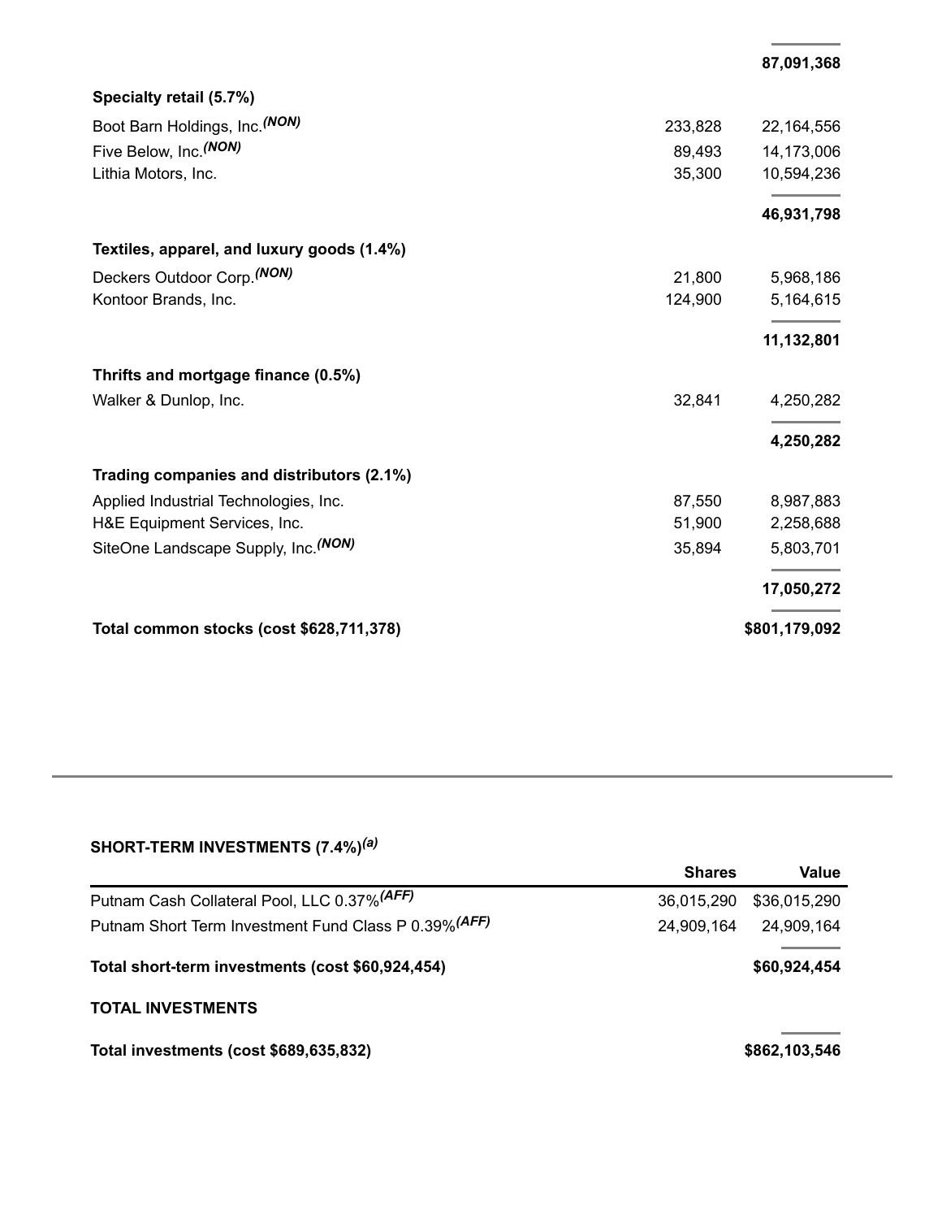| | | |
|---|---|---|
| | | **87,091,368** |
| **Specialty retail (5.7%)** | | |
| Boot Barn Holdings, Inc.*(NON)* | 233,828 | 22,164,556 |
| Five Below, Inc.*(NON)* | 89,493 | 14,173,006 |
| Lithia Motors, Inc. | 35,300 | 10,594,236 |
| | | **46,931,798** |
| **Textiles, apparel, and luxury goods (1.4%)** | | |
| Deckers Outdoor Corp.*(NON)* | 21,800 | 5,968,186 |
| Kontoor Brands, Inc. | 124,900 | 5,164,615 |
| | | **11,132,801** |
| **Thrifts and mortgage finance (0.5%)** | | |
| Walker & Dunlop, Inc. | 32,841 | 4,250,282 |
| | | **4,250,282** |
| **Trading companies and distributors (2.1%)** | | |
| Applied Industrial Technologies, Inc. | 87,550 | 8,987,883 |
| H&E Equipment Services, Inc. | 51,900 | 2,258,688 |
| SiteOne Landscape Supply, Inc.*(NON)* | 35,894 | 5,803,701 |
| | | **17,050,272** |
| **Total common stocks (cost $628,711,378)** | | **$801,179,092** |

**SHORT-TERM INVESTMENTS (7.4%)*(a)***

| | Shares | Value |
|---|---|---|
| Putnam Cash Collateral Pool, LLC 0.37%*(AFF)* | 36,015,290 | $36,015,290 |
| Putnam Short Term Investment Fund Class P 0.39%*(AFF)* | 24,909,164 | 24,909,164 |
| **Total short-term investments (cost $60,924,454)** | | **$60,924,454** |

**TOTAL INVESTMENTS**

| | |
|---|---|
| **Total investments (cost $689,635,832)** | **$862,103,546** |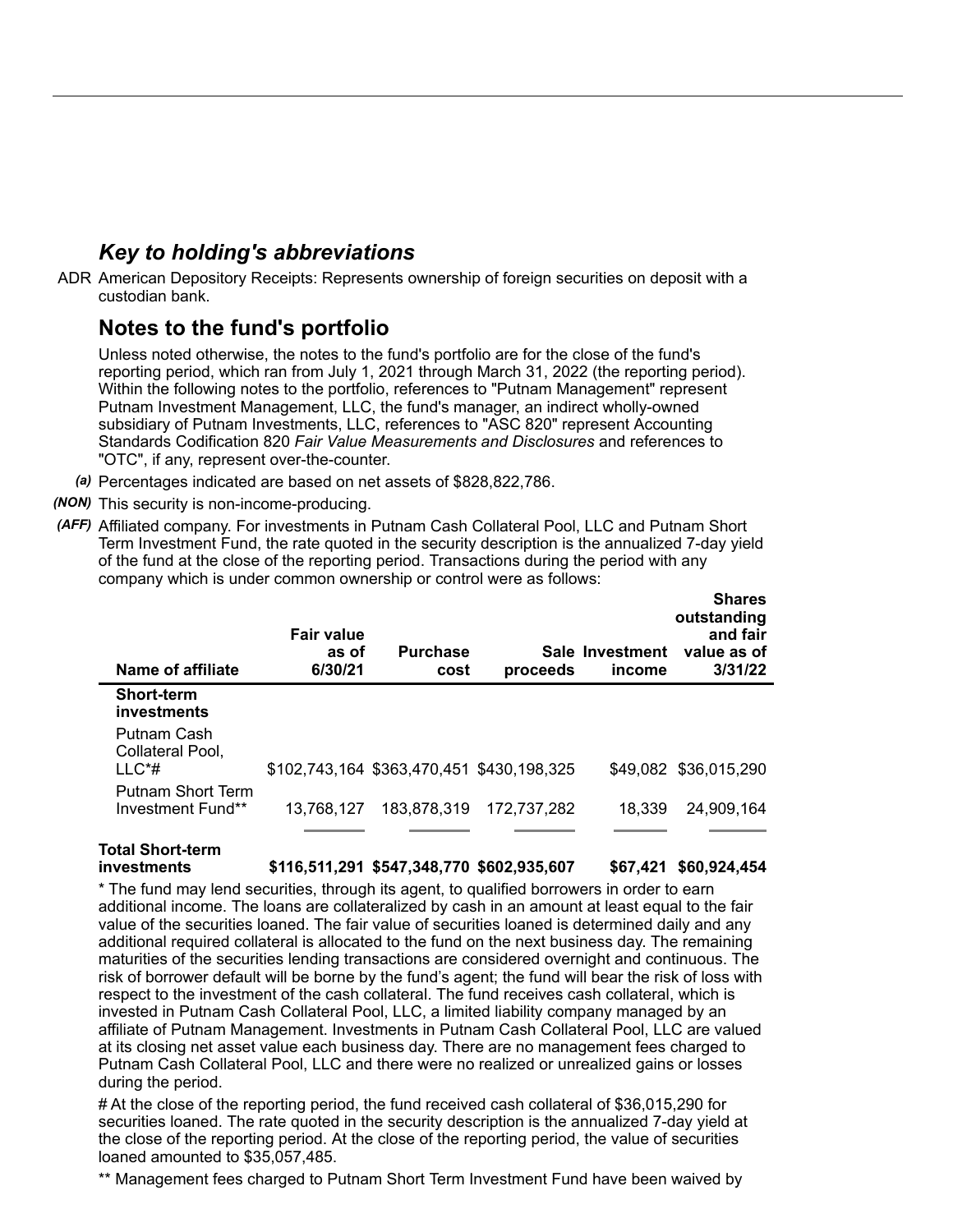## *Key to holding's abbreviations*

ADR American Depository Receipts: Represents ownership of foreign securities on deposit with a custodian bank.

## Notes to the fund's portfolio

Unless noted otherwise, the notes to the fund's portfolio are for the close of the fund's reporting period, which ran from July 1, 2021 through March 31, 2022 (the reporting period). Within the following notes to the portfolio, references to "Putnam Management" represent Putnam Investment Management, LLC, the fund's manager, an indirect wholly-owned subsidiary of Putnam Investments, LLC, references to "ASC 820" represent Accounting Standards Codification 820 *Fair Value Measurements and Disclosures* and references to "OTC", if any, represent over-the-counter.

*(a)* Percentages indicated are based on net assets of $828,822,786.

*(NON)* This security is non-income-producing.

*(AFF)* Affiliated company. For investments in Putnam Cash Collateral Pool, LLC and Putnam Short Term Investment Fund, the rate quoted in the security description is the annualized 7-day yield of the fund at the close of the reporting period. Transactions during the period with any company which is under common ownership or control were as follows:

| Name of affiliate | Fair value as of 6/30/21 | Purchase cost | Sale proceeds | Investment income | Shares outstanding and fair value as of 3/31/22 |
|---|---|---|---|---|---|
| **Short-term investments** | | | | | |
| Putnam Cash Collateral Pool, LLC*# | $102,743,164 | $363,470,451 | $430,198,325 | $49,082 | $36,015,290 |
| Putnam Short Term Investment Fund** | 13,768,127 | 183,878,319 | 172,737,282 | 18,339 | 24,909,164 |
| **Total Short-term investments** | **$116,511,291** | **$547,348,770** | **$602,935,607** | **$67,421** | **$60,924,454** |

\* The fund may lend securities, through its agent, to qualified borrowers in order to earn additional income. The loans are collateralized by cash in an amount at least equal to the fair value of the securities loaned. The fair value of securities loaned is determined daily and any additional required collateral is allocated to the fund on the next business day. The remaining maturities of the securities lending transactions are considered overnight and continuous. The risk of borrower default will be borne by the fund's agent; the fund will bear the risk of loss with respect to the investment of the cash collateral. The fund receives cash collateral, which is invested in Putnam Cash Collateral Pool, LLC, a limited liability company managed by an affiliate of Putnam Management. Investments in Putnam Cash Collateral Pool, LLC are valued at its closing net asset value each business day. There are no management fees charged to Putnam Cash Collateral Pool, LLC and there were no realized or unrealized gains or losses during the period.

# At the close of the reporting period, the fund received cash collateral of $36,015,290 for securities loaned. The rate quoted in the security description is the annualized 7-day yield at the close of the reporting period. At the close of the reporting period, the value of securities loaned amounted to $35,057,485.

** Management fees charged to Putnam Short Term Investment Fund have been waived by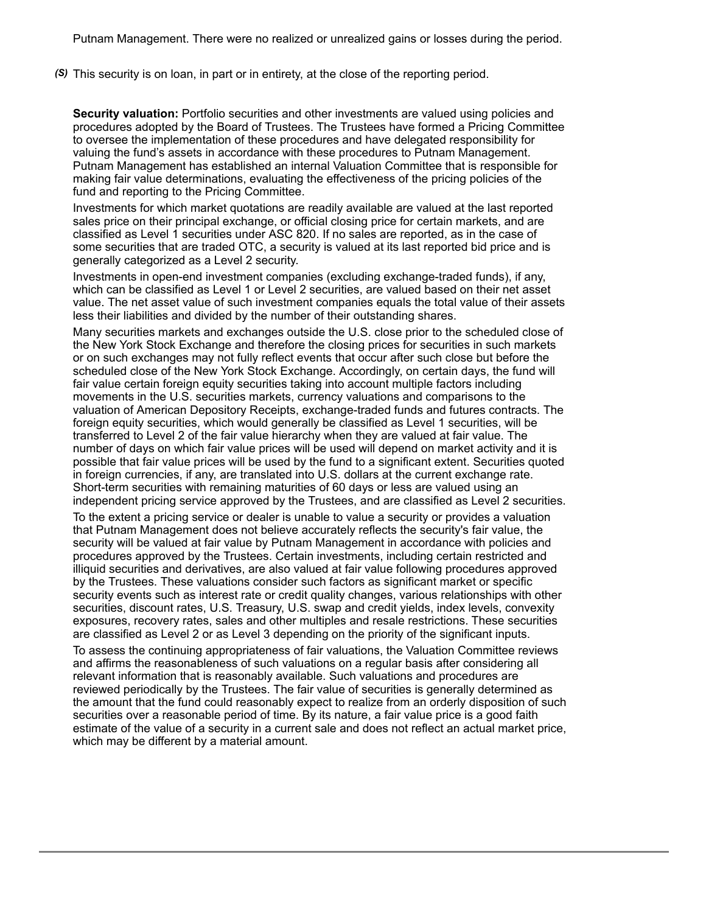Putnam Management. There were no realized or unrealized gains or losses during the period.

*(S)* This security is on loan, in part or in entirety, at the close of the reporting period.

**Security valuation:** Portfolio securities and other investments are valued using policies and procedures adopted by the Board of Trustees. The Trustees have formed a Pricing Committee to oversee the implementation of these procedures and have delegated responsibility for valuing the fund's assets in accordance with these procedures to Putnam Management. Putnam Management has established an internal Valuation Committee that is responsible for making fair value determinations, evaluating the effectiveness of the pricing policies of the fund and reporting to the Pricing Committee.

Investments for which market quotations are readily available are valued at the last reported sales price on their principal exchange, or official closing price for certain markets, and are classified as Level 1 securities under ASC 820. If no sales are reported, as in the case of some securities that are traded OTC, a security is valued at its last reported bid price and is generally categorized as a Level 2 security.

Investments in open-end investment companies (excluding exchange-traded funds), if any, which can be classified as Level 1 or Level 2 securities, are valued based on their net asset value. The net asset value of such investment companies equals the total value of their assets less their liabilities and divided by the number of their outstanding shares.

Many securities markets and exchanges outside the U.S. close prior to the scheduled close of the New York Stock Exchange and therefore the closing prices for securities in such markets or on such exchanges may not fully reflect events that occur after such close but before the scheduled close of the New York Stock Exchange. Accordingly, on certain days, the fund will fair value certain foreign equity securities taking into account multiple factors including movements in the U.S. securities markets, currency valuations and comparisons to the valuation of American Depository Receipts, exchange-traded funds and futures contracts. The foreign equity securities, which would generally be classified as Level 1 securities, will be transferred to Level 2 of the fair value hierarchy when they are valued at fair value. The number of days on which fair value prices will be used will depend on market activity and it is possible that fair value prices will be used by the fund to a significant extent. Securities quoted in foreign currencies, if any, are translated into U.S. dollars at the current exchange rate. Short-term securities with remaining maturities of 60 days or less are valued using an independent pricing service approved by the Trustees, and are classified as Level 2 securities.

To the extent a pricing service or dealer is unable to value a security or provides a valuation that Putnam Management does not believe accurately reflects the security's fair value, the security will be valued at fair value by Putnam Management in accordance with policies and procedures approved by the Trustees. Certain investments, including certain restricted and illiquid securities and derivatives, are also valued at fair value following procedures approved by the Trustees. These valuations consider such factors as significant market or specific security events such as interest rate or credit quality changes, various relationships with other securities, discount rates, U.S. Treasury, U.S. swap and credit yields, index levels, convexity exposures, recovery rates, sales and other multiples and resale restrictions. These securities are classified as Level 2 or as Level 3 depending on the priority of the significant inputs.

To assess the continuing appropriateness of fair valuations, the Valuation Committee reviews and affirms the reasonableness of such valuations on a regular basis after considering all relevant information that is reasonably available. Such valuations and procedures are reviewed periodically by the Trustees. The fair value of securities is generally determined as the amount that the fund could reasonably expect to realize from an orderly disposition of such securities over a reasonable period of time. By its nature, a fair value price is a good faith estimate of the value of a security in a current sale and does not reflect an actual market price, which may be different by a material amount.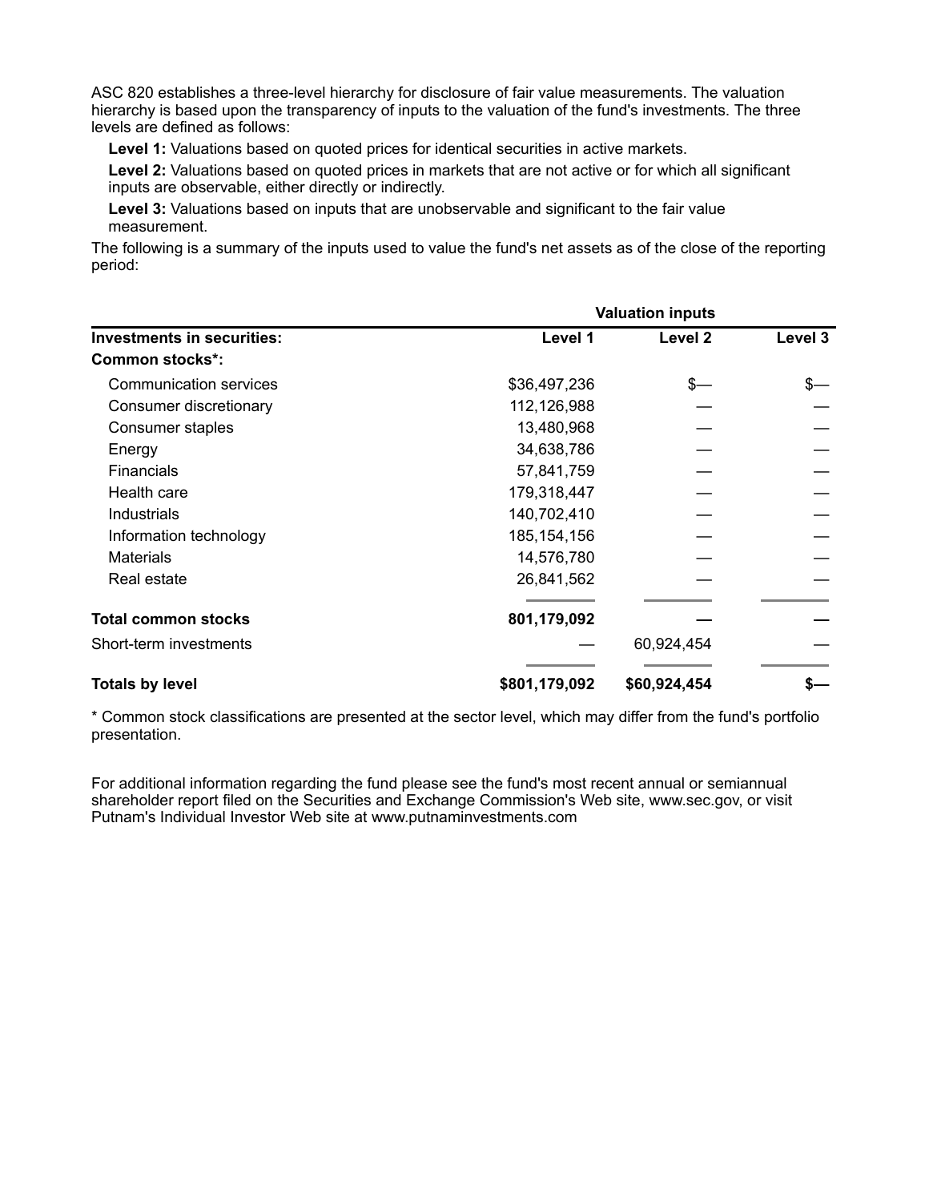ASC 820 establishes a three-level hierarchy for disclosure of fair value measurements. The valuation hierarchy is based upon the transparency of inputs to the valuation of the fund's investments. The three levels are defined as follows:

**Level 1:** Valuations based on quoted prices for identical securities in active markets.

**Level 2:** Valuations based on quoted prices in markets that are not active or for which all significant inputs are observable, either directly or indirectly.

**Level 3:** Valuations based on inputs that are unobservable and significant to the fair value measurement.

The following is a summary of the inputs used to value the fund's net assets as of the close of the reporting period:

| | Valuation inputs | | |
|---|---|---|---|
| **Investments in securities:** | **Level 1** | **Level 2** | **Level 3** |
| **Common stocks*:** | | | |
| Communication services | $36,497,236 | $— | $— |
| Consumer discretionary | 112,126,988 | — | — |
| Consumer staples | 13,480,968 | — | — |
| Energy | 34,638,786 | — | — |
| Financials | 57,841,759 | — | — |
| Health care | 179,318,447 | — | — |
| Industrials | 140,702,410 | — | — |
| Information technology | 185,154,156 | — | — |
| Materials | 14,576,780 | — | — |
| Real estate | 26,841,562 | — | — |
| **Total common stocks** | **801,179,092** | **—** | **—** |
| Short-term investments | — | 60,924,454 | — |
| **Totals by level** | **$801,179,092** | **$60,924,454** | **$—** |

* Common stock classifications are presented at the sector level, which may differ from the fund's portfolio presentation.

For additional information regarding the fund please see the fund's most recent annual or semiannual shareholder report filed on the Securities and Exchange Commission's Web site, www.sec.gov, or visit Putnam's Individual Investor Web site at www.putnaminvestments.com